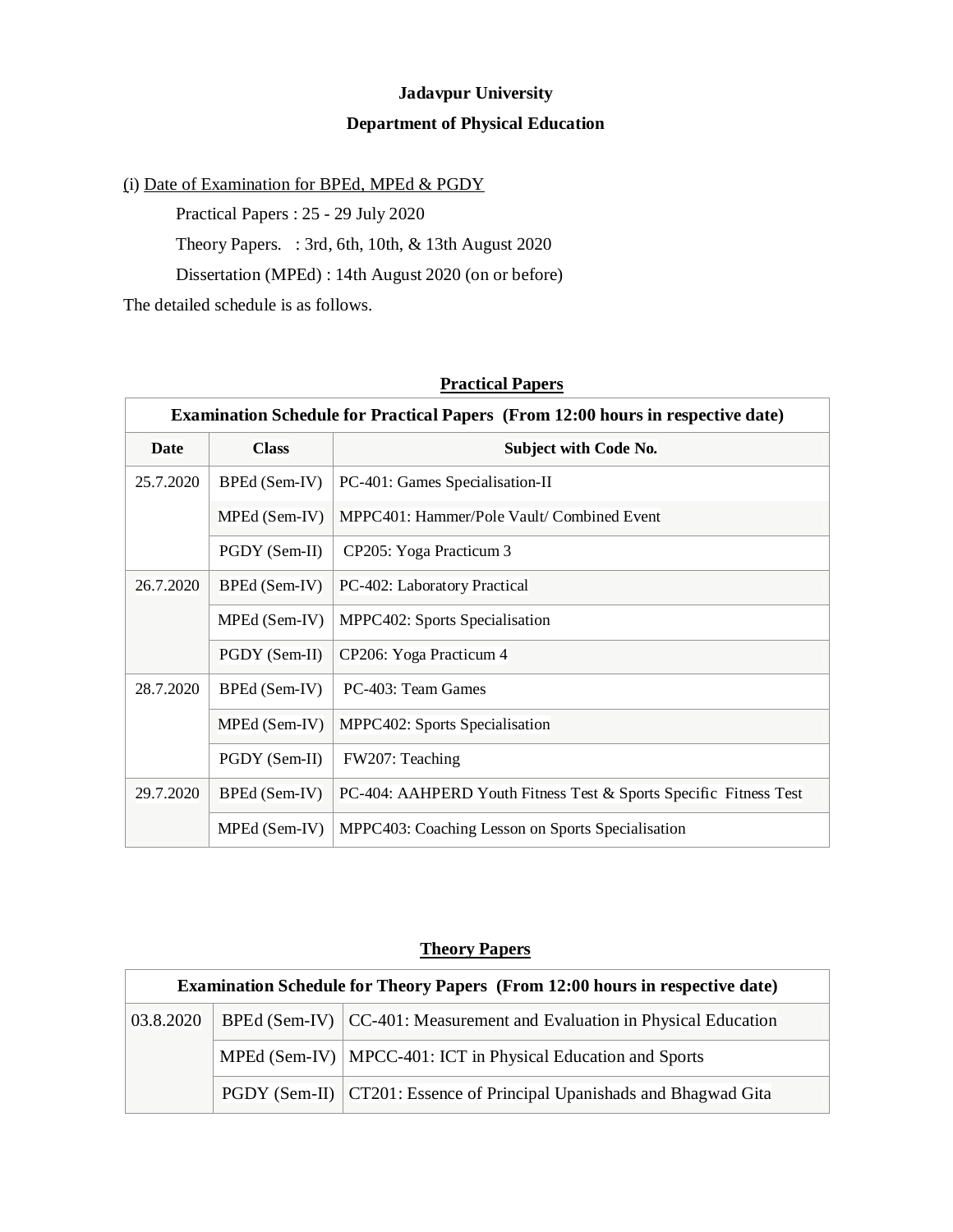**Jadavpur University**

**Department of Physical Education**

(i) Date of Examination for BPEd, MPEd & PGDY

Practical Papers : 25 - 29 July 2020

Theory Papers. : 3rd, 6th, 10th, & 13th August 2020

Dissertation (MPEd) : 14th August 2020 (on or before)

The detailed schedule is as follows.

**Practical Papers**

| **Examination Schedule for Practical Papers (From 12:00 hours in respective date)** | | |
|---|---|---|
| **Date** | **Class** | **Subject with Code No.** |
| 25.7.2020 | BPEd (Sem-IV) | PC-401: Games Specialisation-II |
| | MPEd (Sem-IV) | MPPC401: Hammer/Pole Vault/ Combined Event |
| | PGDY (Sem-II) | CP205: Yoga Practicum 3 |
| 26.7.2020 | BPEd (Sem-IV) | PC-402: Laboratory Practical |
| | MPEd (Sem-IV) | MPPC402: Sports Specialisation |
| | PGDY (Sem-II) | CP206: Yoga Practicum 4 |
| 28.7.2020 | BPEd (Sem-IV) | PC-403: Team Games |
| | MPEd (Sem-IV) | MPPC402: Sports Specialisation |
| | PGDY (Sem-II) | FW207: Teaching |
| 29.7.2020 | BPEd (Sem-IV) | PC-404: AAHPERD Youth Fitness Test & Sports Specific Fitness Test |
| | MPEd (Sem-IV) | MPPC403: Coaching Lesson on Sports Specialisation |

**Theory Papers**

| **Examination Schedule for Theory Papers (From 12:00 hours in respective date)** | | |
|---|---|---|
| 03.8.2020 | BPEd (Sem-IV) | CC-401: Measurement and Evaluation in Physical Education |
| | MPEd (Sem-IV) | MPCC-401: ICT in Physical Education and Sports |
| | PGDY (Sem-II) | CT201: Essence of Principal Upanishads and Bhagwad Gita |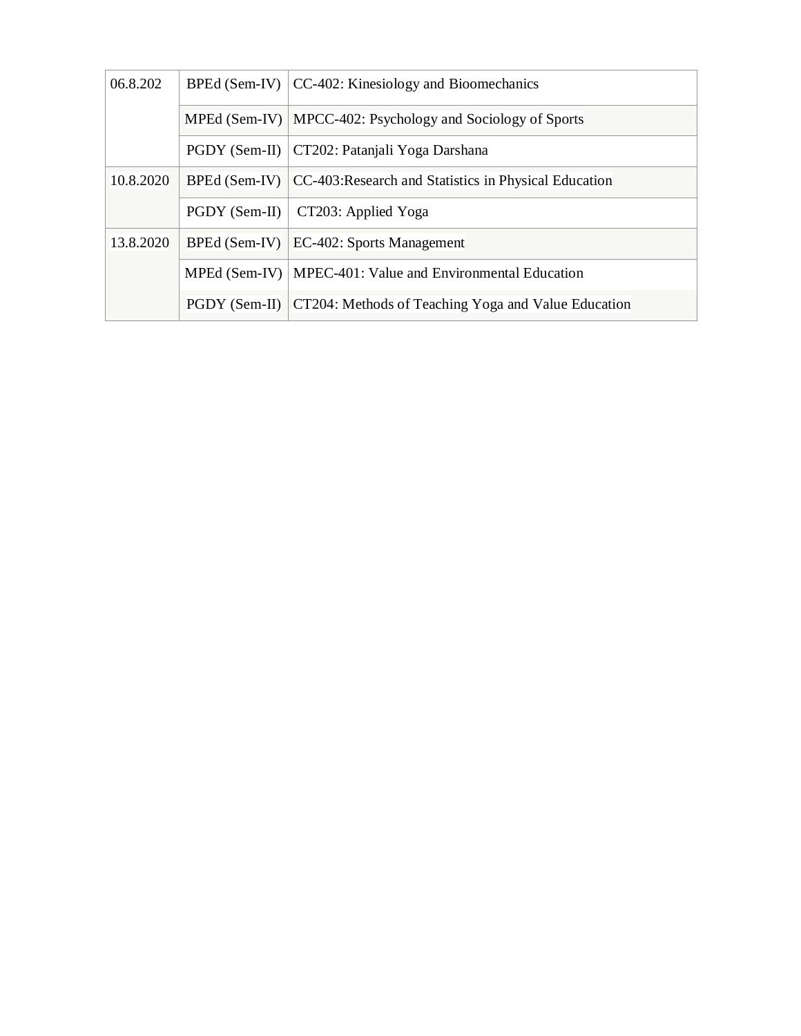| | | |
|---|---|---|
| 06.8.202 | BPEd (Sem-IV) | CC-402: Kinesiology and Bioomechanics |
| | MPEd (Sem-IV) | MPCC-402: Psychology and Sociology of Sports |
| | PGDY (Sem-II) | CT202: Patanjali Yoga Darshana |
| 10.8.2020 | BPEd (Sem-IV) | CC-403:Research and Statistics in Physical Education |
| | PGDY (Sem-II) | CT203: Applied Yoga |
| 13.8.2020 | BPEd (Sem-IV) | EC-402: Sports Management |
| | MPEd (Sem-IV) | MPEC-401: Value and Environmental Education |
| | PGDY (Sem-II) | CT204: Methods of Teaching Yoga and Value Education |